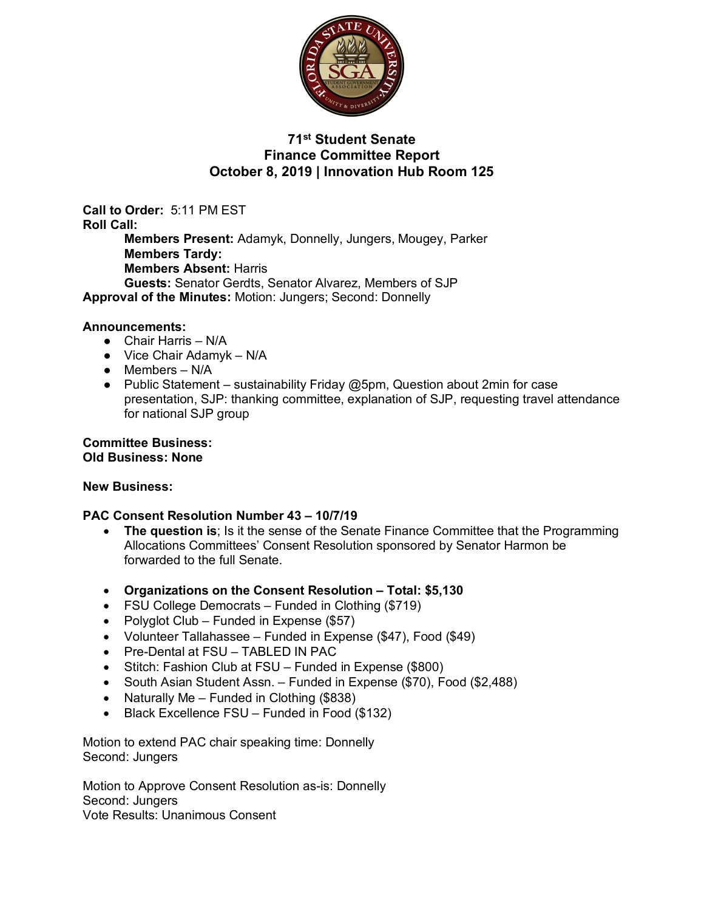# 71st Student Senate
## Finance Committee Report
### October 8, 2019 | Innovation Hub Room 125

**Call to Order:** 5:11 PM EST
**Roll Call:**

- **Members Present:** Adamyk, Donnelly, Jungers, Mougey, Parker
- **Members Tardy:**
- **Members Absent:** Harris
- **Guests:** Senator Gerdts, Senator Alvarez, Members of SJP

**Approval of the Minutes:** Motion: Jungers; Second: Donnelly

**Announcements:**

- Chair Harris – N/A
- Vice Chair Adamyk – N/A
- Members – N/A
- Public Statement – sustainability Friday @5pm, Question about 2min for case presentation, SJP: thanking committee, explanation of SJP, requesting travel attendance for national SJP group

**Committee Business:**
**Old Business: None**

**New Business:**

**PAC Consent Resolution Number 43 – 10/7/19**

- **The question is**; Is it the sense of the Senate Finance Committee that the Programming Allocations Committees' Consent Resolution sponsored by Senator Harmon be forwarded to the full Senate.

- **Organizations on the Consent Resolution – Total: $5,130**
- FSU College Democrats – Funded in Clothing ($719)
- Polyglot Club – Funded in Expense ($57)
- Volunteer Tallahassee – Funded in Expense ($47), Food ($49)
- Pre-Dental at FSU – TABLED IN PAC
- Stitch: Fashion Club at FSU – Funded in Expense ($800)
- South Asian Student Assn. – Funded in Expense ($70), Food ($2,488)
- Naturally Me – Funded in Clothing ($838)
- Black Excellence FSU – Funded in Food ($132)

Motion to extend PAC chair speaking time: Donnelly
Second: Jungers

Motion to Approve Consent Resolution as-is: Donnelly
Second: Jungers
Vote Results: Unanimous Consent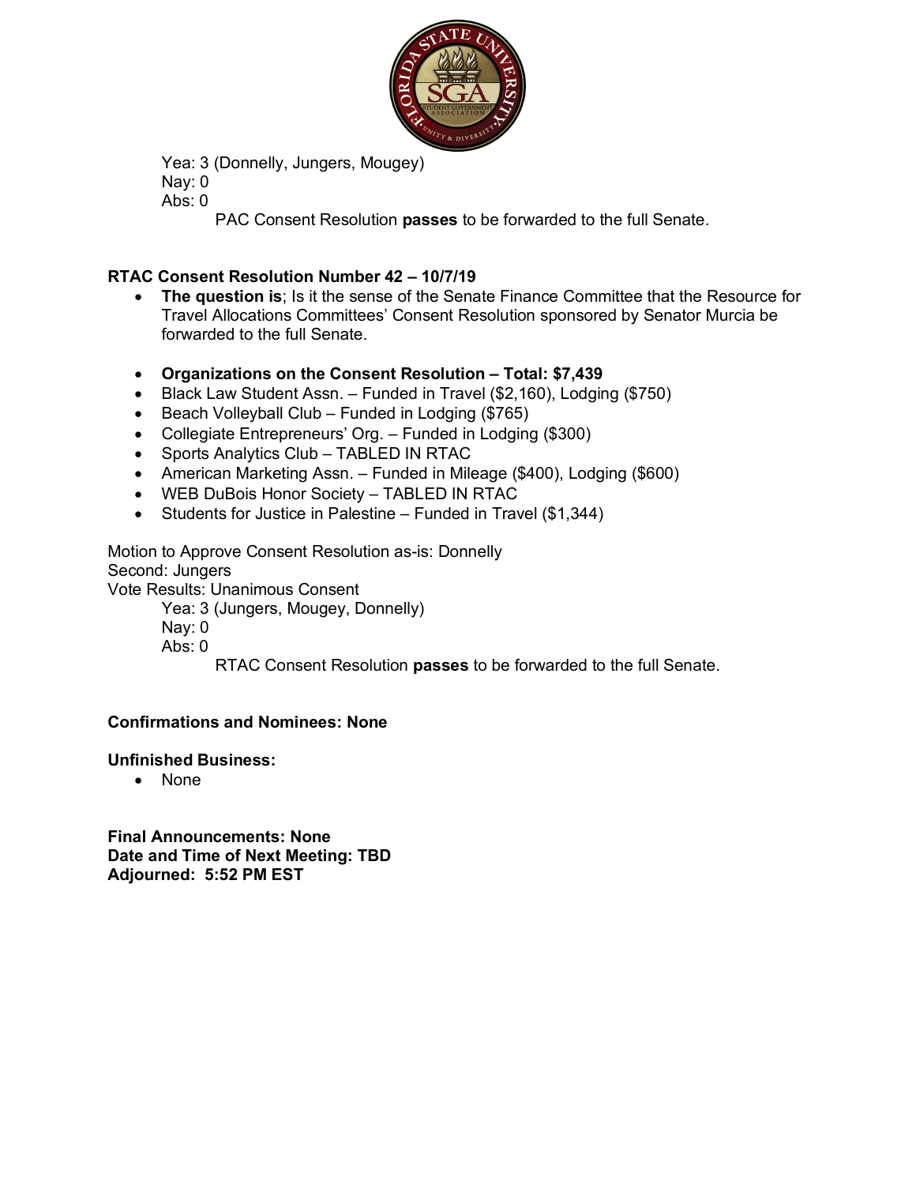Yea: 3 (Donnelly, Jungers, Mougey)
Nay: 0
Abs: 0

PAC Consent Resolution **passes** to be forwarded to the full Senate.

**RTAC Consent Resolution Number 42 – 10/7/19**

- **The question is**; Is it the sense of the Senate Finance Committee that the Resource for Travel Allocations Committees' Consent Resolution sponsored by Senator Murcia be forwarded to the full Senate.

- **Organizations on the Consent Resolution – Total: $7,439**
- Black Law Student Assn. – Funded in Travel ($2,160), Lodging ($750)
- Beach Volleyball Club – Funded in Lodging ($765)
- Collegiate Entrepreneurs' Org. – Funded in Lodging ($300)
- Sports Analytics Club – TABLED IN RTAC
- American Marketing Assn. – Funded in Mileage ($400), Lodging ($600)
- WEB DuBois Honor Society – TABLED IN RTAC
- Students for Justice in Palestine – Funded in Travel ($1,344)

Motion to Approve Consent Resolution as-is: Donnelly
Second: Jungers
Vote Results: Unanimous Consent
Yea: 3 (Jungers, Mougey, Donnelly)
Nay: 0
Abs: 0

RTAC Consent Resolution **passes** to be forwarded to the full Senate.

**Confirmations and Nominees: None**

**Unfinished Business:**

- None

**Final Announcements: None**
**Date and Time of Next Meeting: TBD**
**Adjourned: 5:52 PM EST**